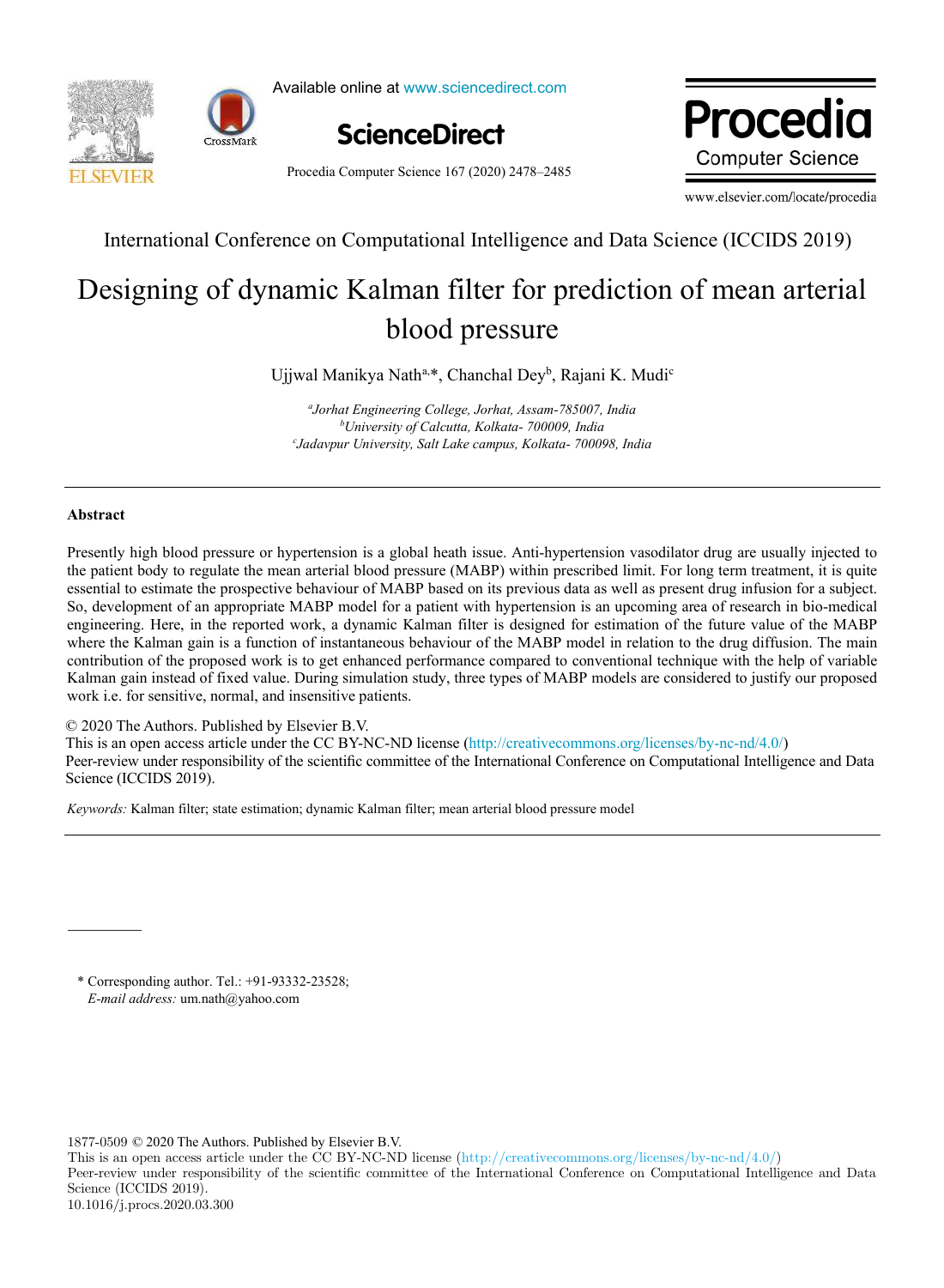International Conference on Computational Intelligence and Data Science (ICCIDS 2019)

# Designing of dynamic Kalman filter for prediction of mean arterial blood pressure

Ujjwal Manikya Nath[a,*], Chanchal Dey[b], Rajani K. Mudi[c]

[a]*Jorhat Engineering College, Jorhat, Assam-785007, India*
[b]*University of Calcutta, Kolkata- 700009, India*
[c]*Jadavpur University, Salt Lake campus, Kolkata- 700098, India*

---

## Abstract

Presently high blood pressure or hypertension is a global heath issue. Anti-hypertension vasodilator drug are usually injected to the patient body to regulate the mean arterial blood pressure (MABP) within prescribed limit. For long term treatment, it is quite essential to estimate the prospective behaviour of MABP based on its previous data as well as present drug infusion for a subject. So, development of an appropriate MABP model for a patient with hypertension is an upcoming area of research in bio-medical engineering. Here, in the reported work, a dynamic Kalman filter is designed for estimation of the future value of the MABP where the Kalman gain is a function of instantaneous behaviour of the MABP model in relation to the drug diffusion. The main contribution of the proposed work is to get enhanced performance compared to conventional technique with the help of variable Kalman gain instead of fixed value. During simulation study, three types of MABP models are considered to justify our proposed work i.e. for sensitive, normal, and insensitive patients.

© 2020 The Authors. Published by Elsevier B.V.
This is an open access article under the CC BY-NC-ND license (http://creativecommons.org/licenses/by-nc-nd/4.0/)
Peer-review under responsibility of the scientific committee of the International Conference on Computational Intelligence and Data Science (ICCIDS 2019).

*Keywords:* Kalman filter; state estimation; dynamic Kalman filter; mean arterial blood pressure model

---

\* Corresponding author. Tel.: +91-93332-23528;
*E-mail address:* um.nath@yahoo.com

1877-0509 © 2020 The Authors. Published by Elsevier B.V.
This is an open access article under the CC BY-NC-ND license (http://creativecommons.org/licenses/by-nc-nd/4.0/)
Peer-review under responsibility of the scientific committee of the International Conference on Computational Intelligence and Data Science (ICCIDS 2019).
10.1016/j.procs.2020.03.300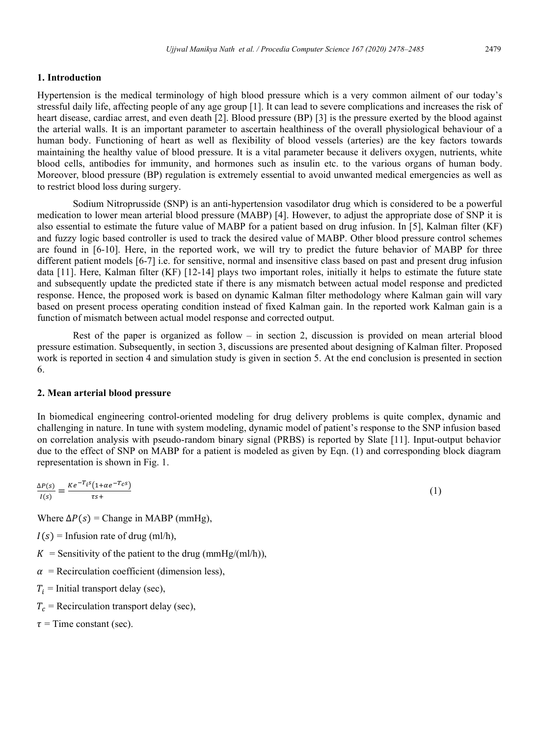## 1. Introduction

Hypertension is the medical terminology of high blood pressure which is a very common ailment of our today's stressful daily life, affecting people of any age group [1]. It can lead to severe complications and increases the risk of heart disease, cardiac arrest, and even death [2]. Blood pressure (BP) [3] is the pressure exerted by the blood against the arterial walls. It is an important parameter to ascertain healthiness of the overall physiological behaviour of a human body. Functioning of heart as well as flexibility of blood vessels (arteries) are the key factors towards maintaining the healthy value of blood pressure. It is a vital parameter because it delivers oxygen, nutrients, white blood cells, antibodies for immunity, and hormones such as insulin etc. to the various organs of human body. Moreover, blood pressure (BP) regulation is extremely essential to avoid unwanted medical emergencies as well as to restrict blood loss during surgery.

Sodium Nitroprusside (SNP) is an anti-hypertension vasodilator drug which is considered to be a powerful medication to lower mean arterial blood pressure (MABP) [4]. However, to adjust the appropriate dose of SNP it is also essential to estimate the future value of MABP for a patient based on drug infusion. In [5], Kalman filter (KF) and fuzzy logic based controller is used to track the desired value of MABP. Other blood pressure control schemes are found in [6-10]. Here, in the reported work, we will try to predict the future behavior of MABP for three different patient models [6-7] i.e. for sensitive, normal and insensitive class based on past and present drug infusion data [11]. Here, Kalman filter (KF) [12-14] plays two important roles, initially it helps to estimate the future state and subsequently update the predicted state if there is any mismatch between actual model response and predicted response. Hence, the proposed work is based on dynamic Kalman filter methodology where Kalman gain will vary based on present process operating condition instead of fixed Kalman gain. In the reported work Kalman gain is a function of mismatch between actual model response and corrected output.

Rest of the paper is organized as follow – in section 2, discussion is provided on mean arterial blood pressure estimation. Subsequently, in section 3, discussions are presented about designing of Kalman filter. Proposed work is reported in section 4 and simulation study is given in section 5. At the end conclusion is presented in section 6.

## 2. Mean arterial blood pressure

In biomedical engineering control-oriented modeling for drug delivery problems is quite complex, dynamic and challenging in nature. In tune with system modeling, dynamic model of patient's response to the SNP infusion based on correlation analysis with pseudo-random binary signal (PRBS) is reported by Slate [11]. Input-output behavior due to the effect of SNP on MABP for a patient is modeled as given by Eqn. (1) and corresponding block diagram representation is shown in Fig. 1.

$$\frac{\Delta P(s)}{I(s)} = \frac{Ke^{-T_i s}\left(1+\alpha e^{-T_c s}\right)}{\tau s+} \quad (1)$$

Where $\Delta P(s)$ = Change in MABP (mmHg),

$I(s)$ = Infusion rate of drug (ml/h),

$K$ = Sensitivity of the patient to the drug (mmHg/(ml/h)),

$\alpha$ = Recirculation coefficient (dimension less),

$T_i$ = Initial transport delay (sec),

$T_c$ = Recirculation transport delay (sec),

$\tau$ = Time constant (sec).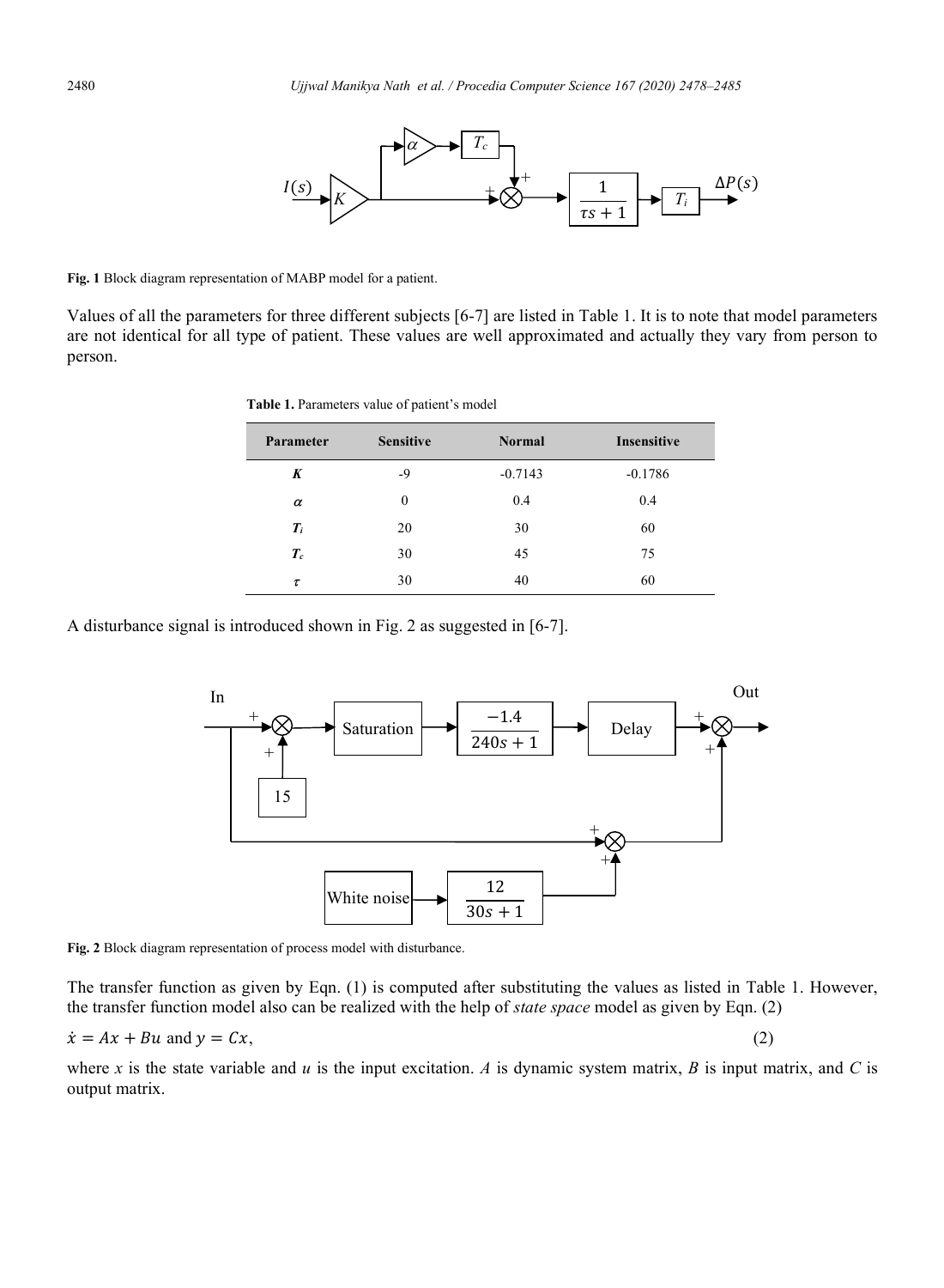**Fig. 1** Block diagram representation of MABP model for a patient.

Values of all the parameters for three different subjects [6-7] are listed in Table 1. It is to note that model parameters are not identical for all type of patient. These values are well approximated and actually they vary from person to person.

**Table 1.** Parameters value of patient's model

| Parameter | Sensitive | Normal | Insensitive |
|---|---|---|---|
| $K$ | -9 | -0.7143 | -0.1786 |
| $\alpha$ | 0 | 0.4 | 0.4 |
| $T_i$ | 20 | 30 | 60 |
| $T_c$ | 30 | 45 | 75 |
| $\tau$ | 30 | 40 | 60 |

A disturbance signal is introduced shown in Fig. 2 as suggested in [6-7].

**Fig. 2** Block diagram representation of process model with disturbance.

The transfer function as given by Eqn. (1) is computed after substituting the values as listed in Table 1. However, the transfer function model also can be realized with the help of *state space* model as given by Eqn. (2)

$$\dot{x} = Ax + Bu \text{ and } y = Cx, \tag{2}$$

where $x$ is the state variable and $u$ is the input excitation. $A$ is dynamic system matrix, $B$ is input matrix, and $C$ is output matrix.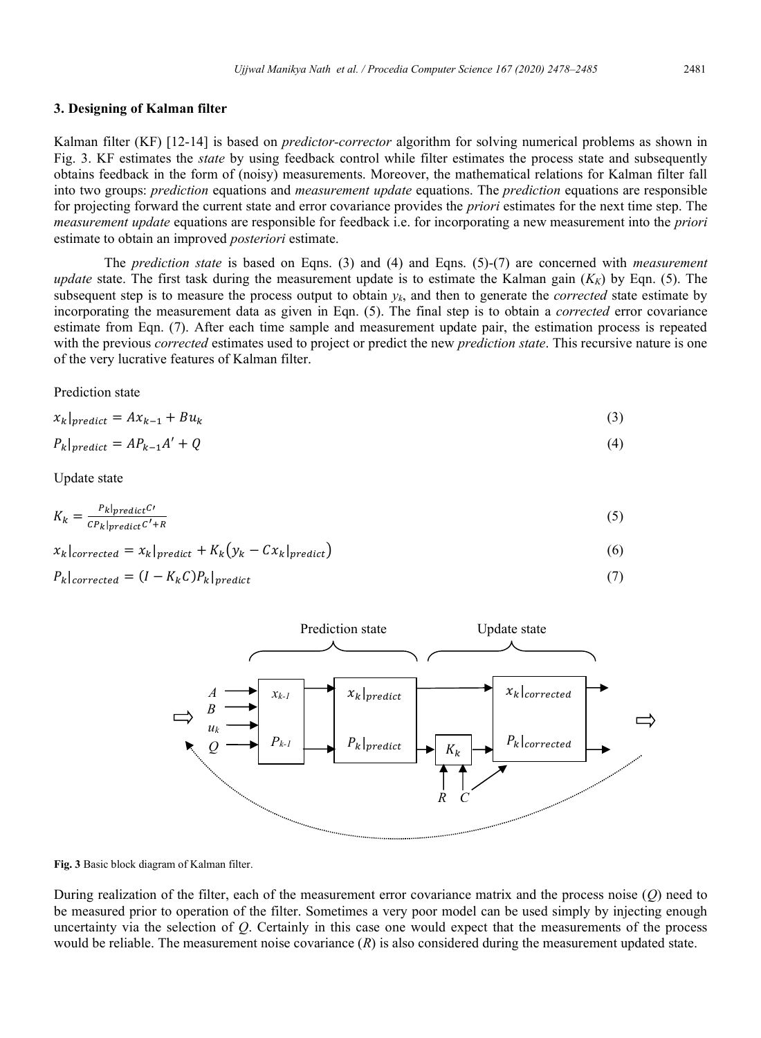## 3. Designing of Kalman filter

Kalman filter (KF) [12-14] is based on *predictor-corrector* algorithm for solving numerical problems as shown in Fig. 3. KF estimates the *state* by using feedback control while filter estimates the process state and subsequently obtains feedback in the form of (noisy) measurements. Moreover, the mathematical relations for Kalman filter fall into two groups: *prediction* equations and *measurement update* equations. The *prediction* equations are responsible for projecting forward the current state and error covariance provides the *priori* estimates for the next time step. The *measurement update* equations are responsible for feedback i.e. for incorporating a new measurement into the *priori* estimate to obtain an improved *posteriori* estimate.

The *prediction state* is based on Eqns. (3) and (4) and Eqns. (5)-(7) are concerned with *measurement update* state. The first task during the measurement update is to estimate the Kalman gain ($K_K$) by Eqn. (5). The subsequent step is to measure the process output to obtain $y_k$, and then to generate the *corrected* state estimate by incorporating the measurement data as given in Eqn. (5). The final step is to obtain a *corrected* error covariance estimate from Eqn. (7). After each time sample and measurement update pair, the estimation process is repeated with the previous *corrected* estimates used to project or predict the new *prediction state*. This recursive nature is one of the very lucrative features of Kalman filter.

Prediction state

$$x_k|_{predict} = Ax_{k-1} + Bu_k \tag{3}$$

$$P_k|_{predict} = AP_{k-1}A' + Q \tag{4}$$

Update state

$$K_k = \frac{P_k|_{predict}C'}{CP_k|_{predict}C' + R} \tag{5}$$

$$x_k|_{corrected} = x_k|_{predict} + K_k\left(y_k - Cx_k|_{predict}\right) \tag{6}$$

$$P_k|_{corrected} = (I - K_kC)P_k|_{predict} \tag{7}$$

**Fig. 3** Basic block diagram of Kalman filter.

During realization of the filter, each of the measurement error covariance matrix and the process noise ($Q$) need to be measured prior to operation of the filter. Sometimes a very poor model can be used simply by injecting enough uncertainty via the selection of $Q$. Certainly in this case one would expect that the measurements of the process would be reliable. The measurement noise covariance ($R$) is also considered during the measurement updated state.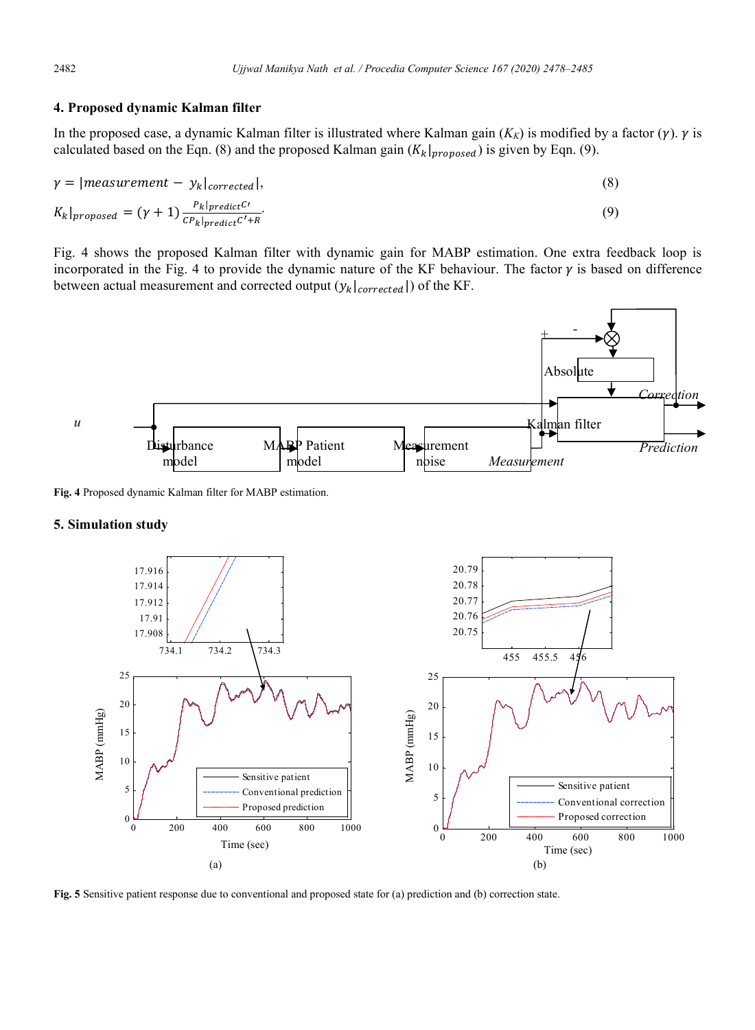## 4. Proposed dynamic Kalman filter

In the proposed case, a dynamic Kalman filter is illustrated where Kalman gain ($K_K$) is modified by a factor ($\gamma$). $\gamma$ is calculated based on the Eqn. (8) and the proposed Kalman gain ($K_k|_{proposed}$) is given by Eqn. (9).

$$\gamma = |measurement - y_k|_{corrected}|, \tag{8}$$

$$K_k|_{proposed} = (\gamma + 1)\frac{P_k|_{predict}C'}{CP_k|_{predict}C' + R}. \tag{9}$$

Fig. 4 shows the proposed Kalman filter with dynamic gain for MABP estimation. One extra feedback loop is incorporated in the Fig. 4 to provide the dynamic nature of the KF behaviour. The factor $\gamma$ is based on difference between actual measurement and corrected output ($y_k|_{corrected}|$) of the KF.

**Fig. 4** Proposed dynamic Kalman filter for MABP estimation.

## 5. Simulation study

**Fig. 5** Sensitive patient response due to conventional and proposed state for (a) prediction and (b) correction state.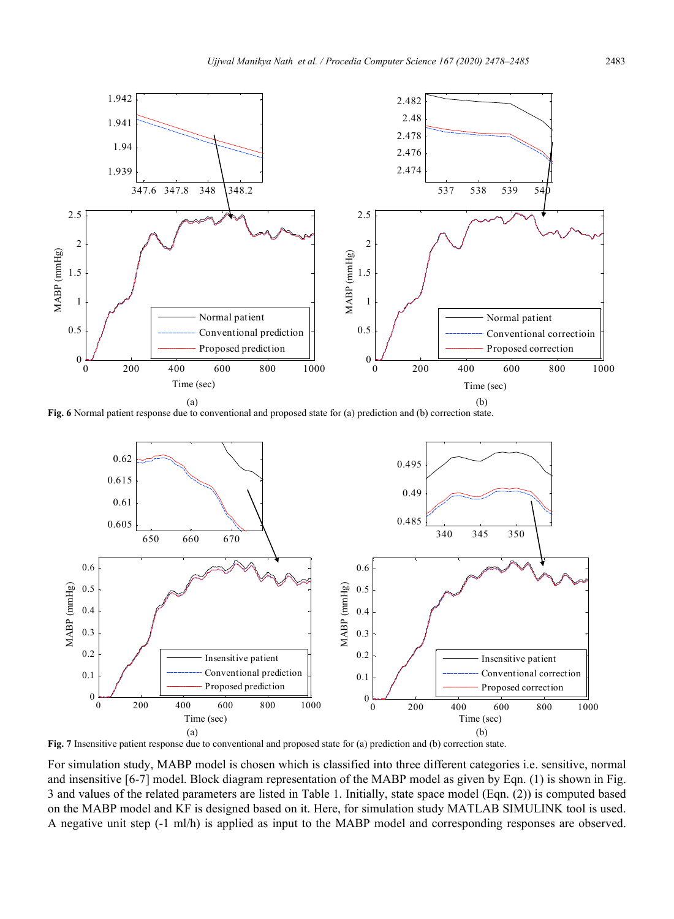**Fig. 6** Normal patient response due to conventional and proposed state for (a) prediction and (b) correction state.

**Fig. 7** Insensitive patient response due to conventional and proposed state for (a) prediction and (b) correction state.

For simulation study, MABP model is chosen which is classified into three different categories i.e. sensitive, normal and insensitive [6-7] model. Block diagram representation of the MABP model as given by Eqn. (1) is shown in Fig. 3 and values of the related parameters are listed in Table 1. Initially, state space model (Eqn. (2)) is computed based on the MABP model and KF is designed based on it. Here, for simulation study MATLAB SIMULINK tool is used. A negative unit step (-1 ml/h) is applied as input to the MABP model and corresponding responses are observed.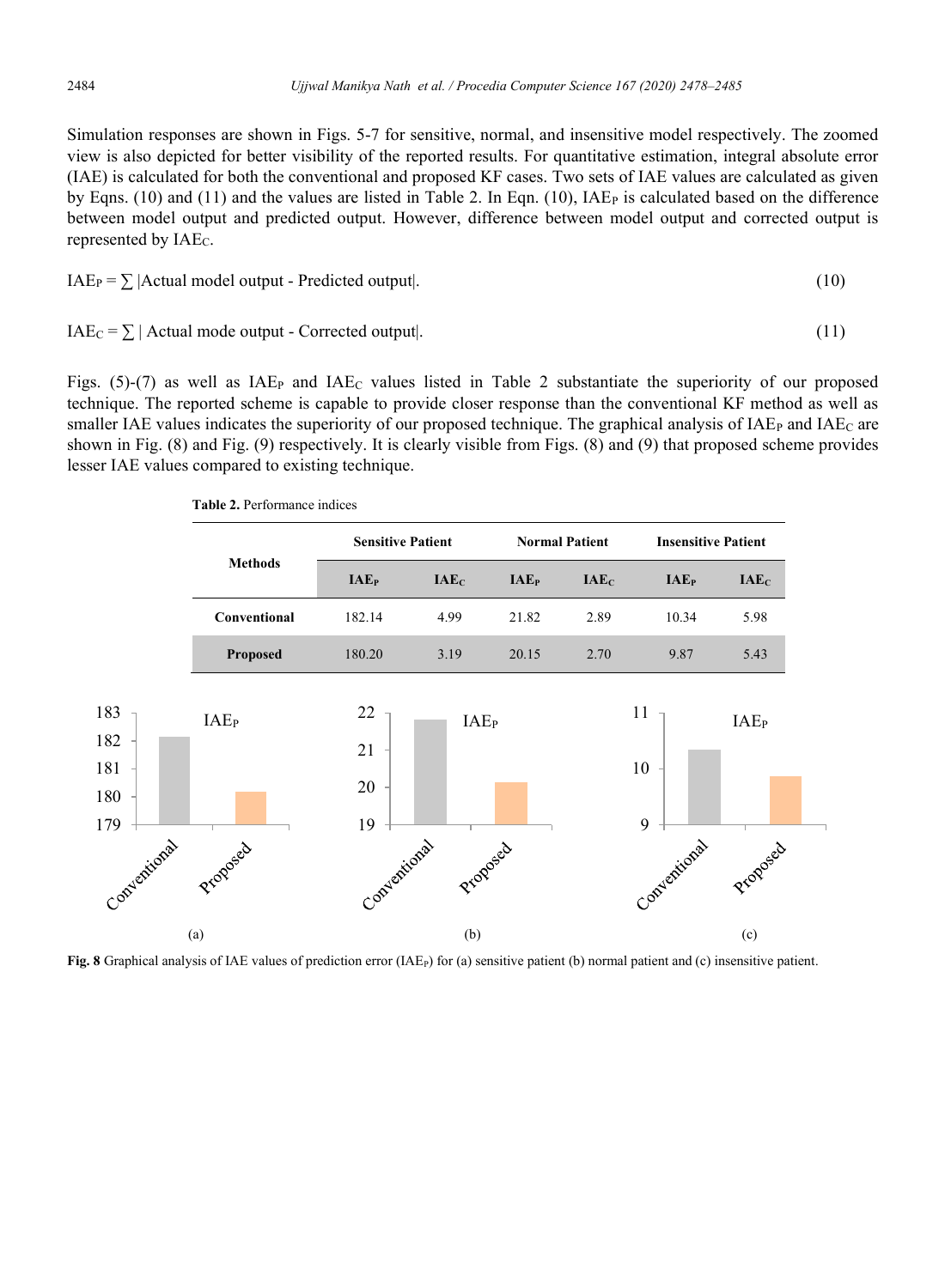Simulation responses are shown in Figs. 5-7 for sensitive, normal, and insensitive model respectively. The zoomed view is also depicted for better visibility of the reported results. For quantitative estimation, integral absolute error (IAE) is calculated for both the conventional and proposed KF cases. Two sets of IAE values are calculated as given by Eqns. (10) and (11) and the values are listed in Table 2. In Eqn. (10), $IAE_P$ is calculated based on the difference between model output and predicted output. However, difference between model output and corrected output is represented by $IAE_C$.

$$IAE_P = \sum |\text{Actual model output - Predicted output}|. \tag{10}$$

$$IAE_C = \sum |\text{ Actual mode output - Corrected output}|. \tag{11}$$

Figs. (5)-(7) as well as $IAE_P$ and $IAE_C$ values listed in Table 2 substantiate the superiority of our proposed technique. The reported scheme is capable to provide closer response than the conventional KF method as well as smaller IAE values indicates the superiority of our proposed technique. The graphical analysis of $IAE_P$ and $IAE_C$ are shown in Fig. (8) and Fig. (9) respectively. It is clearly visible from Figs. (8) and (9) that proposed scheme provides lesser IAE values compared to existing technique.

**Table 2.** Performance indices

| Methods | Sensitive Patient | | Normal Patient | | Insensitive Patient | |
|---|---|---|---|---|---|---|
| | $IAE_P$ | $IAE_C$ | $IAE_P$ | $IAE_C$ | $IAE_P$ | $IAE_C$ |
| **Conventional** | 182.14 | 4.99 | 21.82 | 2.89 | 10.34 | 5.98 |
| **Proposed** | 180.20 | 3.19 | 20.15 | 2.70 | 9.87 | 5.43 |

**Fig. 8** Graphical analysis of IAE values of prediction error ($IAE_P$) for (a) sensitive patient (b) normal patient and (c) insensitive patient.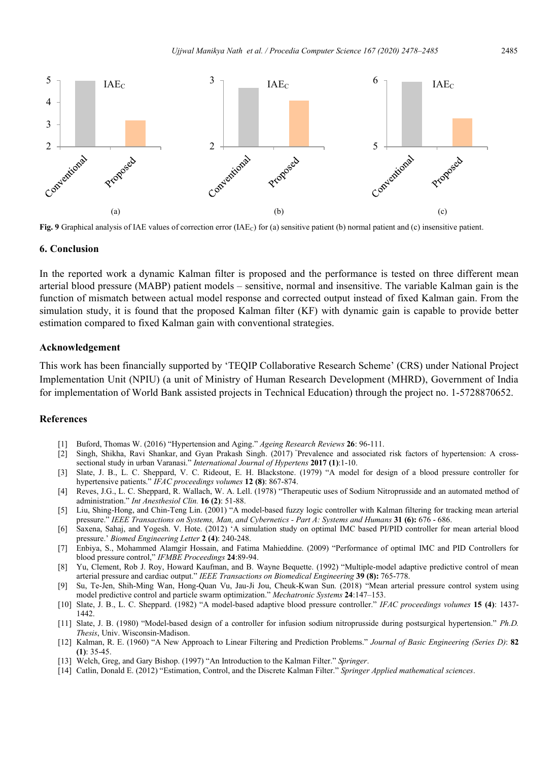5
4
3
2
IAE$_C$
Conventional
Proposed
(a)

3
2
IAE$_C$
Conventional
Proposed
(b)

6
5
IAE$_C$
Conventional
Proposed
(c)

**Fig. 9** Graphical analysis of IAE values of correction error (IAE$_C$) for (a) sensitive patient (b) normal patient and (c) insensitive patient.

## 6. Conclusion

In the reported work a dynamic Kalman filter is proposed and the performance is tested on three different mean arterial blood pressure (MABP) patient models – sensitive, normal and insensitive. The variable Kalman gain is the function of mismatch between actual model response and corrected output instead of fixed Kalman gain. From the simulation study, it is found that the proposed Kalman filter (KF) with dynamic gain is capable to provide better estimation compared to fixed Kalman gain with conventional strategies.

## Acknowledgement

This work has been financially supported by 'TEQIP Collaborative Research Scheme' (CRS) under National Project Implementation Unit (NPIU) (a unit of Ministry of Human Research Development (MHRD), Government of India for implementation of World Bank assisted projects in Technical Education) through the project no. 1-5728870652.

## References

[1] Buford, Thomas W. (2016) "Hypertension and Aging." *Ageing Research Reviews* **26**: 96-111.

[2] Singh, Shikha, Ravi Shankar, and Gyan Prakash Singh. (2017) "Prevalence and associated risk factors of hypertension: A cross-sectional study in urban Varanasi." *International Journal of Hypertens* **2017 (1)**:1-10.

[3] Slate, J. B., L. C. Sheppard, V. C. Rideout, E. H. Blackstone. (1979) "A model for design of a blood pressure controller for hypertensive patients." *IFAC proceedings volumes* **12 (8)**: 867-874.

[4] Reves, J.G., L. C. Sheppard, R. Wallach, W. A. Lell. (1978) "Therapeutic uses of Sodium Nitroprusside and an automated method of administration." *Int Anesthesiol Clin.* **16 (2)**: 51-88.

[5] Liu, Shing-Hong, and Chin-Teng Lin. (2001) "A model-based fuzzy logic controller with Kalman filtering for tracking mean arterial pressure." *IEEE Transactions on Systems, Man, and Cybernetics - Part A: Systems and Humans* **31 (6):** 676 - 686.

[6] Saxena, Sahaj, and Yogesh. V. Hote. (2012) 'A simulation study on optimal IMC based PI/PID controller for mean arterial blood pressure.' *Biomed Engineering Letter* **2 (4)**: 240-248.

[7] Enbiya, S., Mohammed Alamgir Hossain, and Fatima Mahieddine. (2009) "Performance of optimal IMC and PID Controllers for blood pressure control," *IFMBE Proceedings* **24**:89-94.

[8] Yu, Clement, Rob J. Roy, Howard Kaufman, and B. Wayne Bequette. (1992) "Multiple-model adaptive predictive control of mean arterial pressure and cardiac output." *IEEE Transactions on Biomedical Engineering* **39 (8):** 765-778.

[9] Su, Te-Jen, Shih-Ming Wan, Hong-Quan Vu, Jau-Ji Jou, Cheuk-Kwan Sun. (2018) "Mean arterial pressure control system using model predictive control and particle swarm optimization." *Mechatronic Systems* **24**:147–153.

[10] Slate, J. B., L. C. Sheppard. (1982) "A model-based adaptive blood pressure controller." *IFAC proceedings volumes* **15 (4)**: 1437-1442.

[11] Slate, J. B. (1980) "Model-based design of a controller for infusion sodium nitroprusside during postsurgical hypertension." *Ph.D. Thesis*, Univ. Wisconsin-Madison.

[12] Kalman, R. E. (1960) "A New Approach to Linear Filtering and Prediction Problems." *Journal of Basic Engineering (Series D)*: **82 (1)**: 35-45.

[13] Welch, Greg, and Gary Bishop. (1997) "An Introduction to the Kalman Filter." *Springer*.

[14] Catlin, Donald E. (2012) "Estimation, Control, and the Discrete Kalman Filter." *Springer Applied mathematical sciences*.